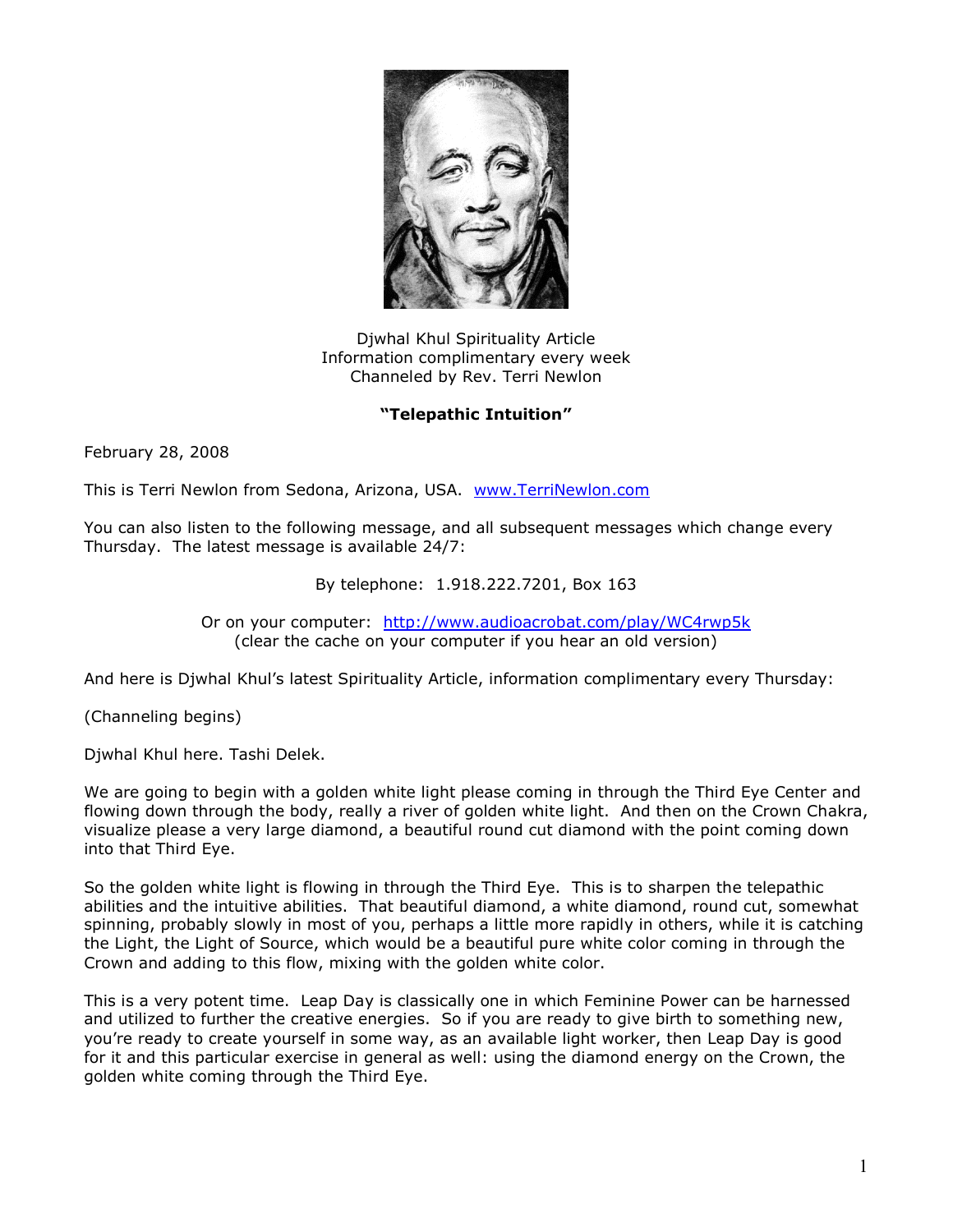Djwhal Khul Spirituality Article
Information complimentary every week
Channeled by Rev. Terri Newlon

**"Telepathic Intuition"**

February 28, 2008

This is Terri Newlon from Sedona, Arizona, USA. [www.TerriNewlon.com](http://www.TerriNewlon.com)

You can also listen to the following message, and all subsequent messages which change every Thursday. The latest message is available 24/7:

By telephone: 1.918.222.7201, Box 163

Or on your computer: [http://www.audioacrobat.com/play/WC4rwp5k](http://www.audioacrobat.com/play/WC4rwp5k)
(clear the cache on your computer if you hear an old version)

And here is Djwhal Khul's latest Spirituality Article, information complimentary every Thursday:

(Channeling begins)

Djwhal Khul here. Tashi Delek.

We are going to begin with a golden white light please coming in through the Third Eye Center and flowing down through the body, really a river of golden white light. And then on the Crown Chakra, visualize please a very large diamond, a beautiful round cut diamond with the point coming down into that Third Eye.

So the golden white light is flowing in through the Third Eye. This is to sharpen the telepathic abilities and the intuitive abilities. That beautiful diamond, a white diamond, round cut, somewhat spinning, probably slowly in most of you, perhaps a little more rapidly in others, while it is catching the Light, the Light of Source, which would be a beautiful pure white color coming in through the Crown and adding to this flow, mixing with the golden white color.

This is a very potent time. Leap Day is classically one in which Feminine Power can be harnessed and utilized to further the creative energies. So if you are ready to give birth to something new, you're ready to create yourself in some way, as an available light worker, then Leap Day is good for it and this particular exercise in general as well: using the diamond energy on the Crown, the golden white coming through the Third Eye.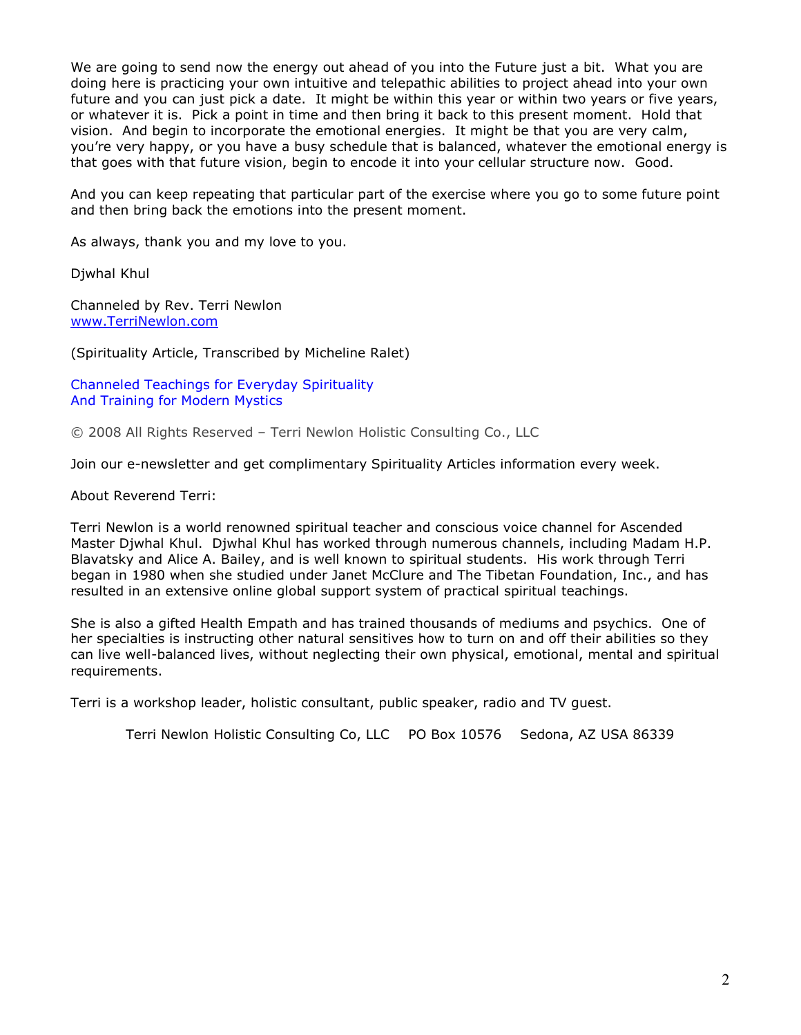We are going to send now the energy out ahead of you into the Future just a bit. What you are doing here is practicing your own intuitive and telepathic abilities to project ahead into your own future and you can just pick a date. It might be within this year or within two years or five years, or whatever it is. Pick a point in time and then bring it back to this present moment. Hold that vision. And begin to incorporate the emotional energies. It might be that you are very calm, you're very happy, or you have a busy schedule that is balanced, whatever the emotional energy is that goes with that future vision, begin to encode it into your cellular structure now. Good.

And you can keep repeating that particular part of the exercise where you go to some future point and then bring back the emotions into the present moment.

As always, thank you and my love to you.

Djwhal Khul

Channeled by Rev. Terri Newlon
www.TerriNewlon.com

(Spirituality Article, Transcribed by Micheline Ralet)

Channeled Teachings for Everyday Spirituality
And Training for Modern Mystics

© 2008 All Rights Reserved – Terri Newlon Holistic Consulting Co., LLC

Join our e-newsletter and get complimentary Spirituality Articles information every week.

About Reverend Terri:

Terri Newlon is a world renowned spiritual teacher and conscious voice channel for Ascended Master Djwhal Khul. Djwhal Khul has worked through numerous channels, including Madam H.P. Blavatsky and Alice A. Bailey, and is well known to spiritual students. His work through Terri began in 1980 when she studied under Janet McClure and The Tibetan Foundation, Inc., and has resulted in an extensive online global support system of practical spiritual teachings.

She is also a gifted Health Empath and has trained thousands of mediums and psychics. One of her specialties is instructing other natural sensitives how to turn on and off their abilities so they can live well-balanced lives, without neglecting their own physical, emotional, mental and spiritual requirements.

Terri is a workshop leader, holistic consultant, public speaker, radio and TV guest.

Terri Newlon Holistic Consulting Co, LLC PO Box 10576 Sedona, AZ USA 86339